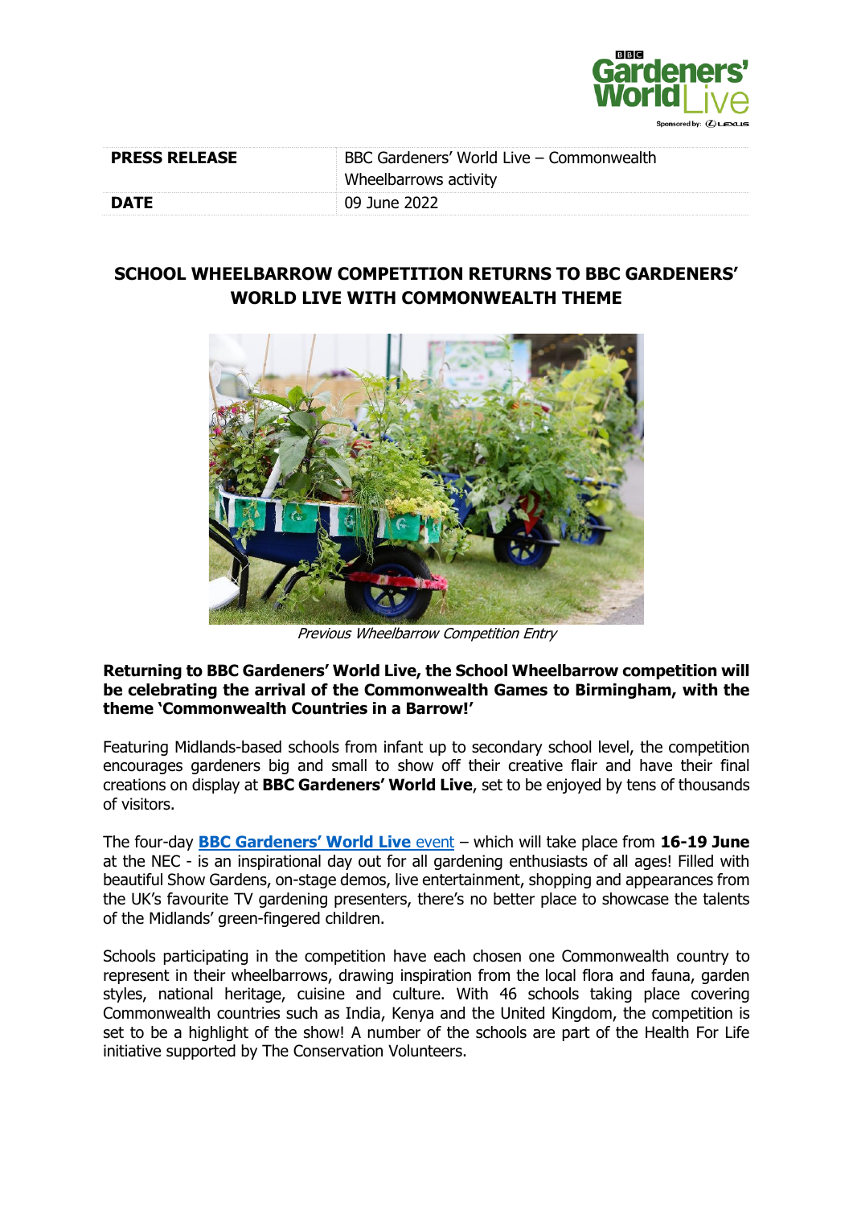| PRESS RELEASE | BBC Gardeners' World Live – Commonwealth Wheelbarrows activity |
|---|---|
| DATE | 09 June 2022 |

## SCHOOL WHEELBARROW COMPETITION RETURNS TO BBC GARDENERS' WORLD LIVE WITH COMMONWEALTH THEME

*Previous Wheelbarrow Competition Entry*

**Returning to BBC Gardeners' World Live, the School Wheelbarrow competition will be celebrating the arrival of the Commonwealth Games to Birmingham, with the theme 'Commonwealth Countries in a Barrow!'**

Featuring Midlands-based schools from infant up to secondary school level, the competition encourages gardeners big and small to show off their creative flair and have their final creations on display at **BBC Gardeners' World Live**, set to be enjoyed by tens of thousands of visitors.

The four-day **BBC Gardeners' World Live** event – which will take place from **16-19 June** at the NEC - is an inspirational day out for all gardening enthusiasts of all ages! Filled with beautiful Show Gardens, on-stage demos, live entertainment, shopping and appearances from the UK's favourite TV gardening presenters, there's no better place to showcase the talents of the Midlands' green-fingered children.

Schools participating in the competition have each chosen one Commonwealth country to represent in their wheelbarrows, drawing inspiration from the local flora and fauna, garden styles, national heritage, cuisine and culture. With 46 schools taking place covering Commonwealth countries such as India, Kenya and the United Kingdom, the competition is set to be a highlight of the show! A number of the schools are part of the Health For Life initiative supported by The Conservation Volunteers.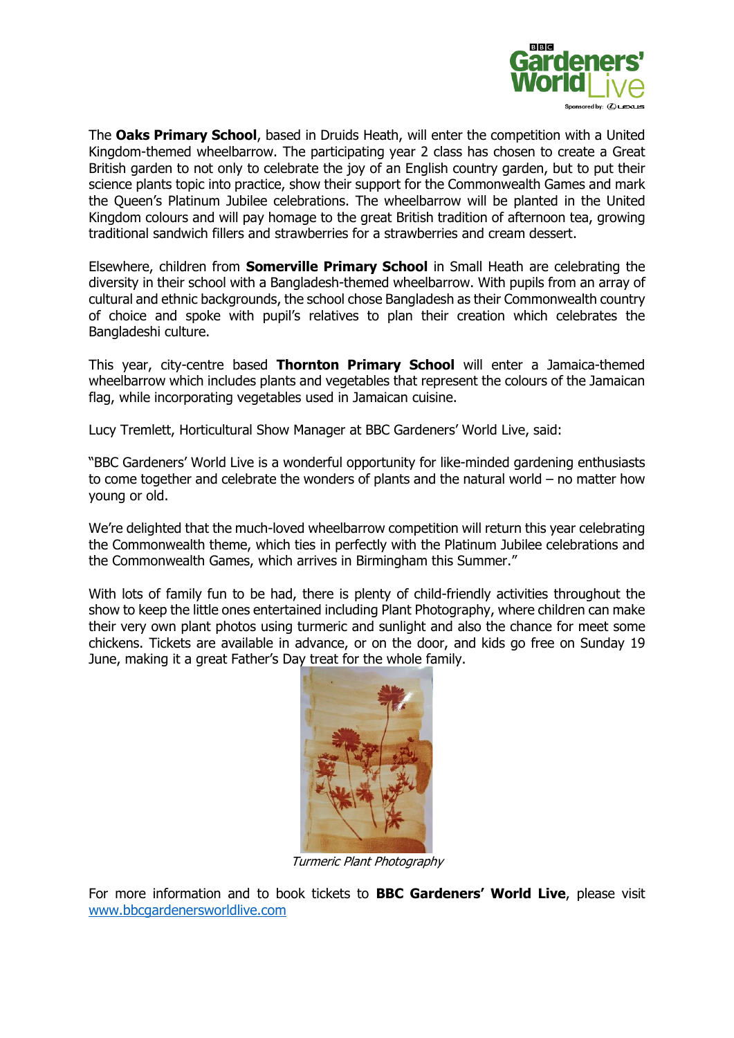The **Oaks Primary School**, based in Druids Heath, will enter the competition with a United Kingdom-themed wheelbarrow. The participating year 2 class has chosen to create a Great British garden to not only to celebrate the joy of an English country garden, but to put their science plants topic into practice, show their support for the Commonwealth Games and mark the Queen's Platinum Jubilee celebrations. The wheelbarrow will be planted in the United Kingdom colours and will pay homage to the great British tradition of afternoon tea, growing traditional sandwich fillers and strawberries for a strawberries and cream dessert.

Elsewhere, children from **Somerville Primary School** in Small Heath are celebrating the diversity in their school with a Bangladesh-themed wheelbarrow. With pupils from an array of cultural and ethnic backgrounds, the school chose Bangladesh as their Commonwealth country of choice and spoke with pupil's relatives to plan their creation which celebrates the Bangladeshi culture.

This year, city-centre based **Thornton Primary School** will enter a Jamaica-themed wheelbarrow which includes plants and vegetables that represent the colours of the Jamaican flag, while incorporating vegetables used in Jamaican cuisine.

Lucy Tremlett, Horticultural Show Manager at BBC Gardeners' World Live, said:

"BBC Gardeners' World Live is a wonderful opportunity for like-minded gardening enthusiasts to come together and celebrate the wonders of plants and the natural world – no matter how young or old.

We're delighted that the much-loved wheelbarrow competition will return this year celebrating the Commonwealth theme, which ties in perfectly with the Platinum Jubilee celebrations and the Commonwealth Games, which arrives in Birmingham this Summer."

With lots of family fun to be had, there is plenty of child-friendly activities throughout the show to keep the little ones entertained including Plant Photography, where children can make their very own plant photos using turmeric and sunlight and also the chance for meet some chickens. Tickets are available in advance, or on the door, and kids go free on Sunday 19 June, making it a great Father's Day treat for the whole family.

*Turmeric Plant Photography*

For more information and to book tickets to **BBC Gardeners' World Live**, please visit [www.bbcgardenersworldlive.com](http://www.bbcgardenersworldlive.com)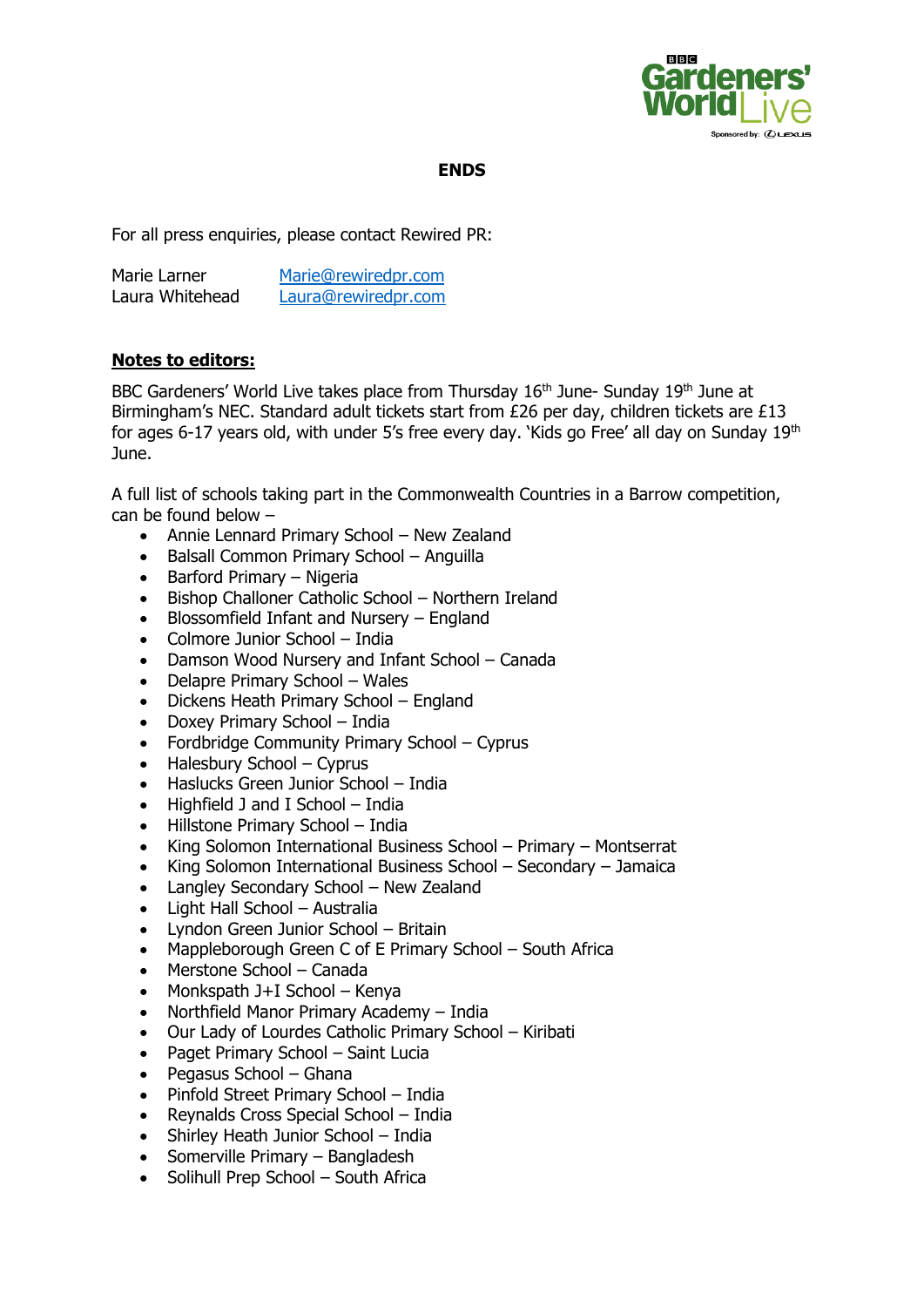**ENDS**

For all press enquiries, please contact Rewired PR:

Marie Larner    Marie@rewiredpr.com
Laura Whitehead    Laura@rewiredpr.com

**Notes to editors:**

BBC Gardeners' World Live takes place from Thursday 16th June- Sunday 19th June at Birmingham's NEC. Standard adult tickets start from £26 per day, children tickets are £13 for ages 6-17 years old, with under 5's free every day. 'Kids go Free' all day on Sunday 19th June.

A full list of schools taking part in the Commonwealth Countries in a Barrow competition, can be found below –

- Annie Lennard Primary School – New Zealand
- Balsall Common Primary School – Anguilla
- Barford Primary – Nigeria
- Bishop Challoner Catholic School – Northern Ireland
- Blossomfield Infant and Nursery – England
- Colmore Junior School – India
- Damson Wood Nursery and Infant School – Canada
- Delapre Primary School – Wales
- Dickens Heath Primary School – England
- Doxey Primary School – India
- Fordbridge Community Primary School – Cyprus
- Halesbury School – Cyprus
- Haslucks Green Junior School – India
- Highfield J and I School – India
- Hillstone Primary School – India
- King Solomon International Business School – Primary – Montserrat
- King Solomon International Business School – Secondary – Jamaica
- Langley Secondary School – New Zealand
- Light Hall School – Australia
- Lyndon Green Junior School – Britain
- Mappleborough Green C of E Primary School – South Africa
- Merstone School – Canada
- Monkspath J+I School – Kenya
- Northfield Manor Primary Academy – India
- Our Lady of Lourdes Catholic Primary School – Kiribati
- Paget Primary School – Saint Lucia
- Pegasus School – Ghana
- Pinfold Street Primary School – India
- Reynalds Cross Special School – India
- Shirley Heath Junior School – India
- Somerville Primary – Bangladesh
- Solihull Prep School – South Africa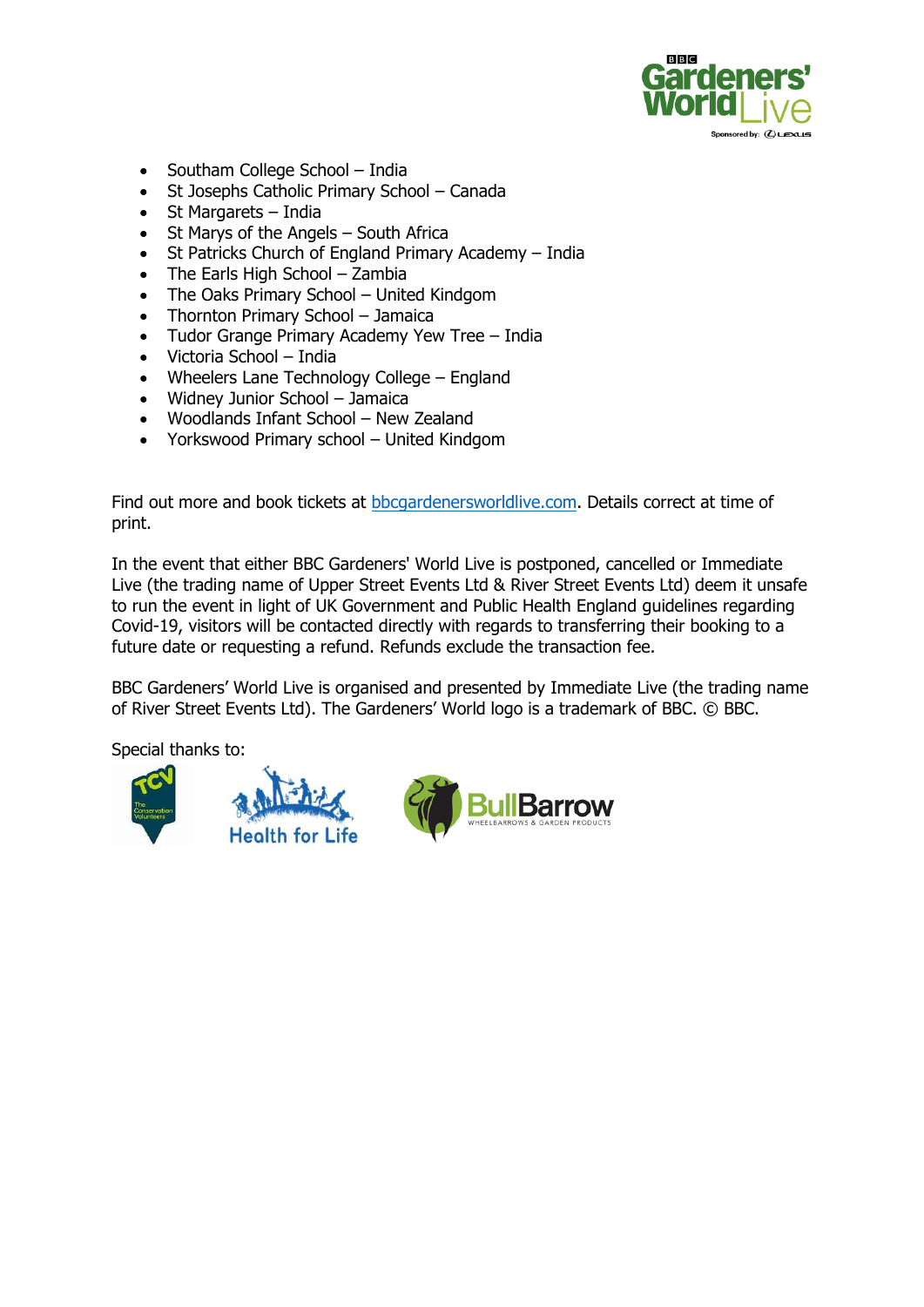- Southam College School – India
- St Josephs Catholic Primary School – Canada
- St Margarets – India
- St Marys of the Angels – South Africa
- St Patricks Church of England Primary Academy – India
- The Earls High School – Zambia
- The Oaks Primary School – United Kingdom
- Thornton Primary School – Jamaica
- Tudor Grange Primary Academy Yew Tree – India
- Victoria School – India
- Wheelers Lane Technology College – England
- Widney Junior School – Jamaica
- Woodlands Infant School – New Zealand
- Yorkswood Primary school – United Kindgom

Find out more and book tickets at bbcgardenersworldlive.com. Details correct at time of print.

In the event that either BBC Gardeners' World Live is postponed, cancelled or Immediate Live (the trading name of Upper Street Events Ltd & River Street Events Ltd) deem it unsafe to run the event in light of UK Government and Public Health England guidelines regarding Covid-19, visitors will be contacted directly with regards to transferring their booking to a future date or requesting a refund. Refunds exclude the transaction fee.

BBC Gardeners' World Live is organised and presented by Immediate Live (the trading name of River Street Events Ltd). The Gardeners' World logo is a trademark of BBC. © BBC.

Special thanks to: